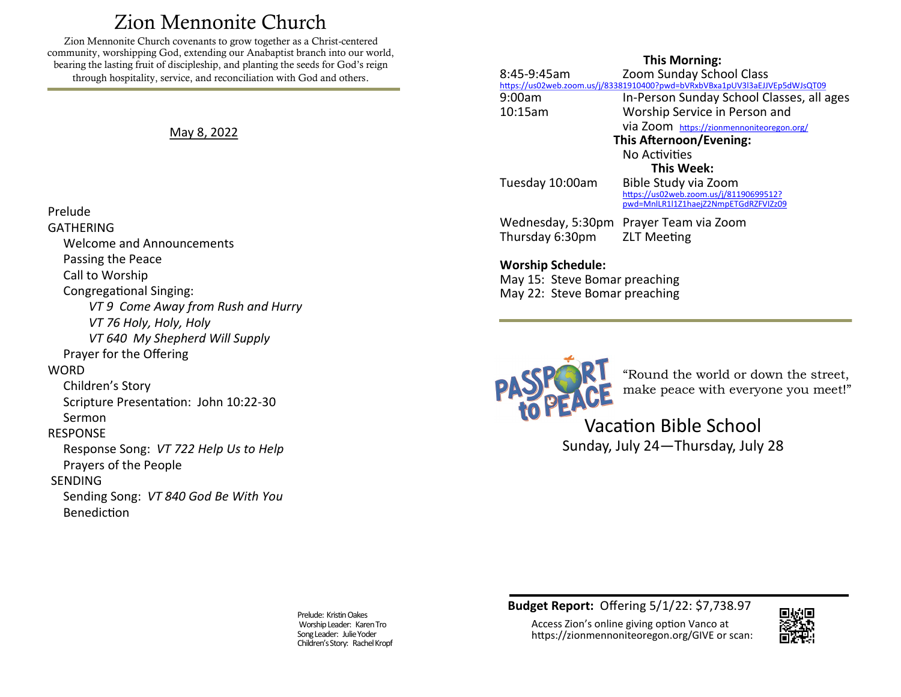# Zion Mennonite Church

Zion Mennonite Church covenants to grow together as a Christ-centered community, worshipping God, extending our Anabaptist branch into our world, bearing the lasting fruit of discipleship, and planting the seeds for God's reign through hospitality, service, and reconciliation with God and others.

May 8, 2022

Prelude

GATHERING

- Welcome and Announcements
- Passing the Peace
- Call to Worship
- Congregational Singing:
  - *VT 9 Come Away from Rush and Hurry*
  - *VT 76 Holy, Holy, Holy*
  - *VT 640 My Shepherd Will Supply*
- Prayer for the Offering

WORD

- Children's Story
- Scripture Presentation: John 10:22-30
- Sermon

RESPONSE

- Response Song: *VT 722 Help Us to Help*
- Prayers of the People

SENDING

- Sending Song: *VT 840 God Be With You*
- Benediction

Prelude: Kristin Oakes
Worship Leader: Karen Tro
Song Leader: Julie Yoder
Children's Story: Rachel Kropf

**This Morning:**

8:45-9:45am Zoom Sunday School Class
https://us02web.zoom.us/j/83381910400?pwd=bVRxbVBxa1pUV3l3aEJJVEp5dWJsQT09

9:00am In-Person Sunday School Classes, all ages

10:15am Worship Service in Person and via Zoom https://zionmennoniteoregon.org/

**This Afternoon/Evening:**

No Activities

**This Week:**

Tuesday 10:00am Bible Study via Zoom
https://us02web.zoom.us/j/81190699512?pwd=MnlLR1l1Z1haejZ2NmpETGdRZFVIZz09

Wednesday, 5:30pm Prayer Team via Zoom

Thursday 6:30pm ZLT Meeting

**Worship Schedule:**

May 15: Steve Bomar preaching
May 22: Steve Bomar preaching

PASSPORT to PEACE

"Round the world or down the street, make peace with everyone you meet!"

Vacation Bible School
Sunday, July 24—Thursday, July 28

**Budget Report:** Offering 5/1/22: $7,738.97

Access Zion's online giving option Vanco at https://zionmennoniteoregon.org/GIVE or scan: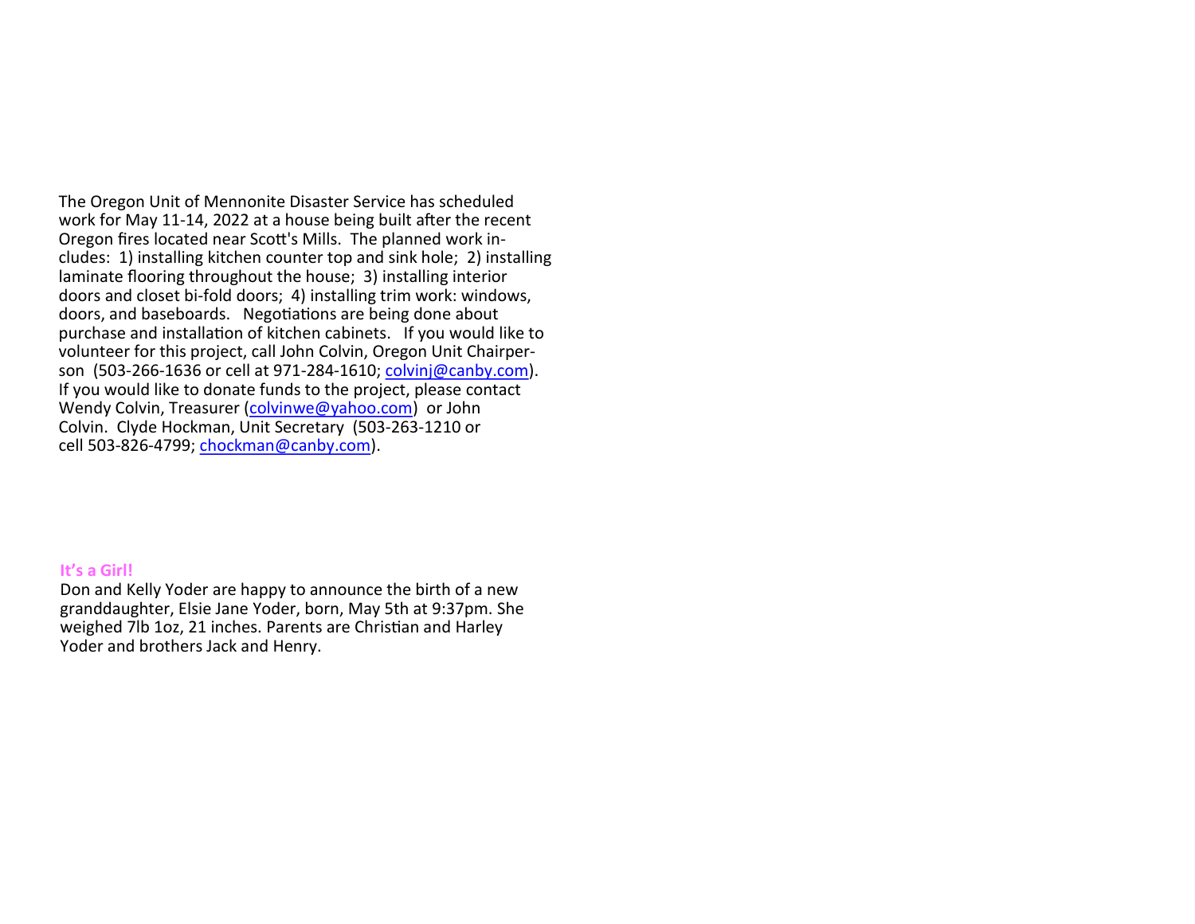The Oregon Unit of Mennonite Disaster Service has scheduled work for May 11-14, 2022 at a house being built after the recent Oregon fires located near Scott's Mills. The planned work includes: 1) installing kitchen counter top and sink hole; 2) installing laminate flooring throughout the house; 3) installing interior doors and closet bi-fold doors; 4) installing trim work: windows, doors, and baseboards. Negotiations are being done about purchase and installation of kitchen cabinets. If you would like to volunteer for this project, call John Colvin, Oregon Unit Chairperson (503-266-1636 or cell at 971-284-1610; colvinj@canby.com). If you would like to donate funds to the project, please contact Wendy Colvin, Treasurer (colvinwe@yahoo.com) or John Colvin. Clyde Hockman, Unit Secretary (503-263-1210 or cell 503-826-4799; chockman@canby.com).

**It's a Girl!**

Don and Kelly Yoder are happy to announce the birth of a new granddaughter, Elsie Jane Yoder, born, May 5th at 9:37pm. She weighed 7lb 1oz, 21 inches. Parents are Christian and Harley Yoder and brothers Jack and Henry.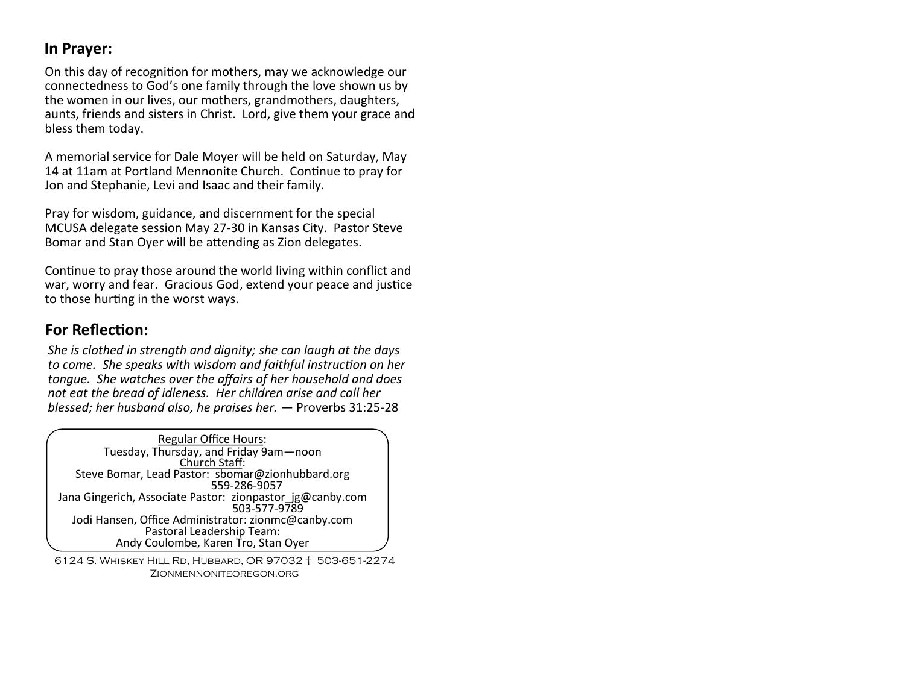## In Prayer:

On this day of recognition for mothers, may we acknowledge our connectedness to God's one family through the love shown us by the women in our lives, our mothers, grandmothers, daughters, aunts, friends and sisters in Christ. Lord, give them your grace and bless them today.

A memorial service for Dale Moyer will be held on Saturday, May 14 at 11am at Portland Mennonite Church. Continue to pray for Jon and Stephanie, Levi and Isaac and their family.

Pray for wisdom, guidance, and discernment for the special MCUSA delegate session May 27-30 in Kansas City. Pastor Steve Bomar and Stan Oyer will be attending as Zion delegates.

Continue to pray those around the world living within conflict and war, worry and fear. Gracious God, extend your peace and justice to those hurting in the worst ways.

## For Reflection:

*She is clothed in strength and dignity; she can laugh at the days to come. She speaks with wisdom and faithful instruction on her tongue. She watches over the affairs of her household and does not eat the bread of idleness. Her children arise and call her blessed; her husband also, he praises her.* — Proverbs 31:25-28

Regular Office Hours:
Tuesday, Thursday, and Friday 9am—noon
Church Staff:
Steve Bomar, Lead Pastor: sbomar@zionhubbard.org
559-286-9057
Jana Gingerich, Associate Pastor: zionpastor_jg@canby.com
503-577-9789
Jodi Hansen, Office Administrator: zionmc@canby.com
Pastoral Leadership Team:
Andy Coulombe, Karen Tro, Stan Oyer

6124 S. Whiskey Hill Rd, Hubbard, OR 97032 † 503-651-2274
Zionmennoniteoregon.org